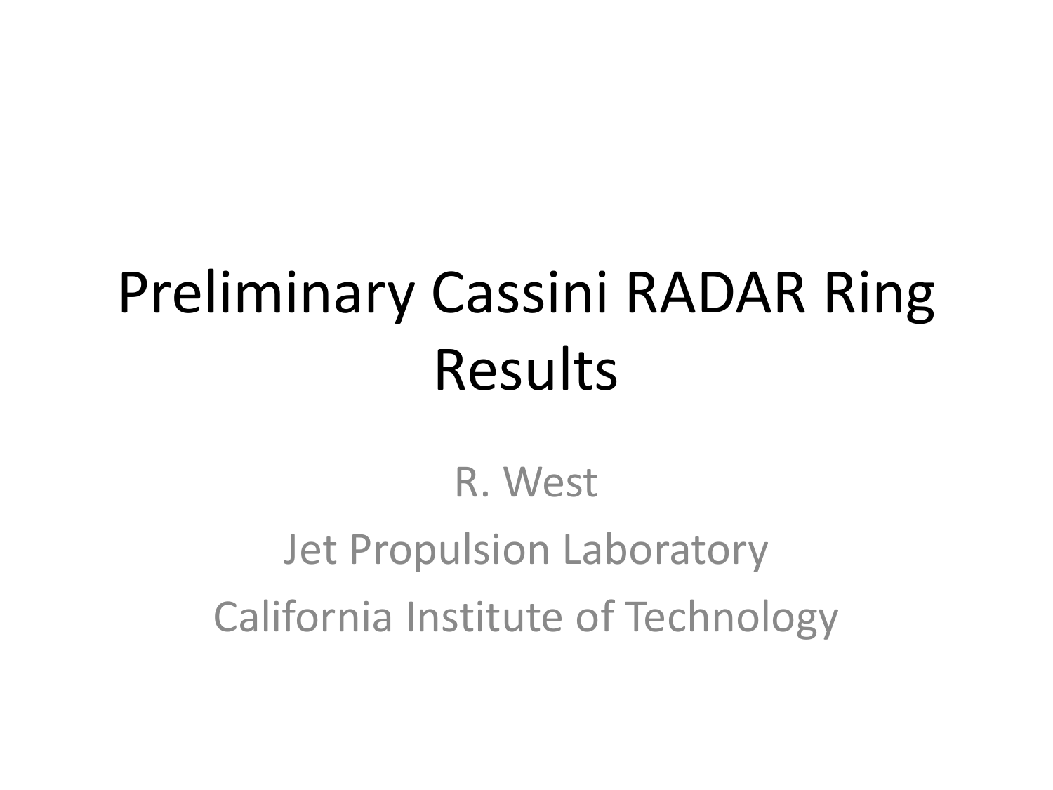# Preliminary Cassini RADAR Ring Results

R. West

Jet Propulsion Laboratory

California Institute of Technology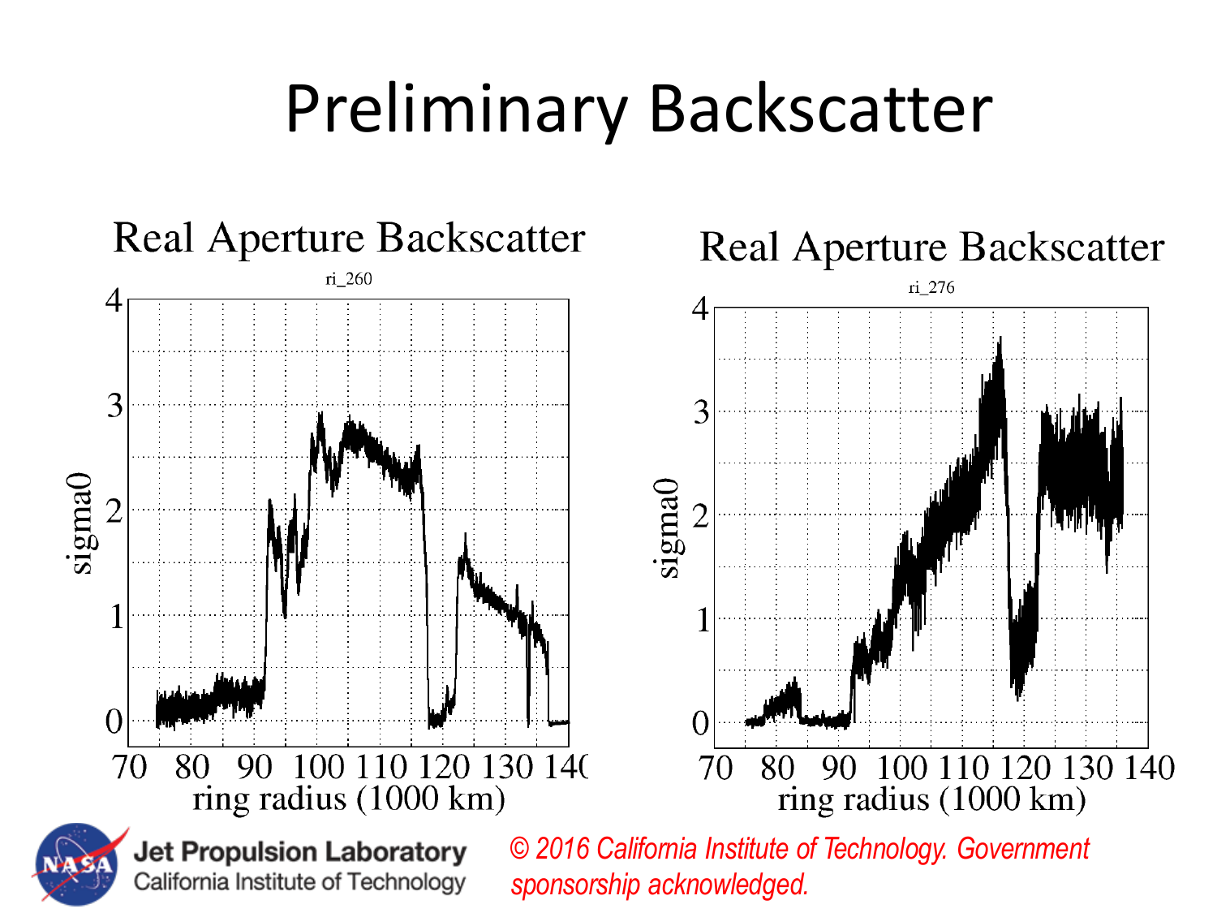# Preliminary Backscatter

Real Aperture Backscatter

ri_260

Real Aperture Backscatter

ri_276

*© 2016 California Institute of Technology. Government sponsorship acknowledged.*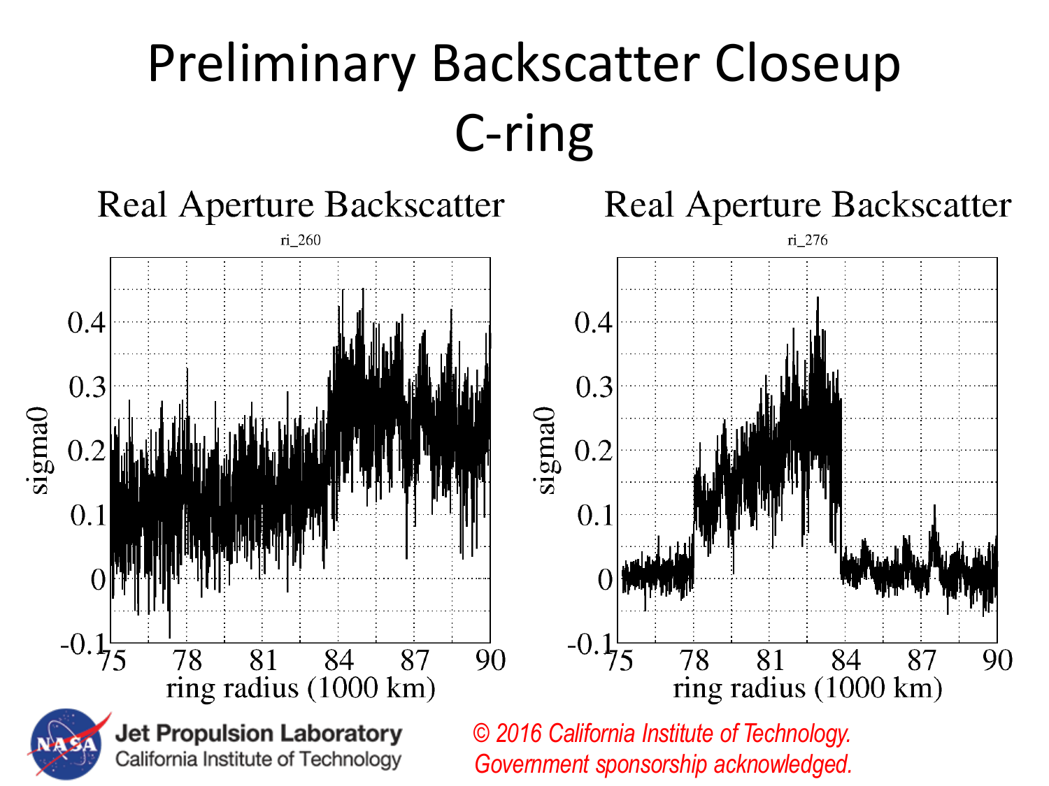# Preliminary Backscatter Closeup C-ring

## Real Aperture Backscatter

ri_260

## Real Aperture Backscatter

ri_276

*© 2016 California Institute of Technology. Government sponsorship acknowledged.*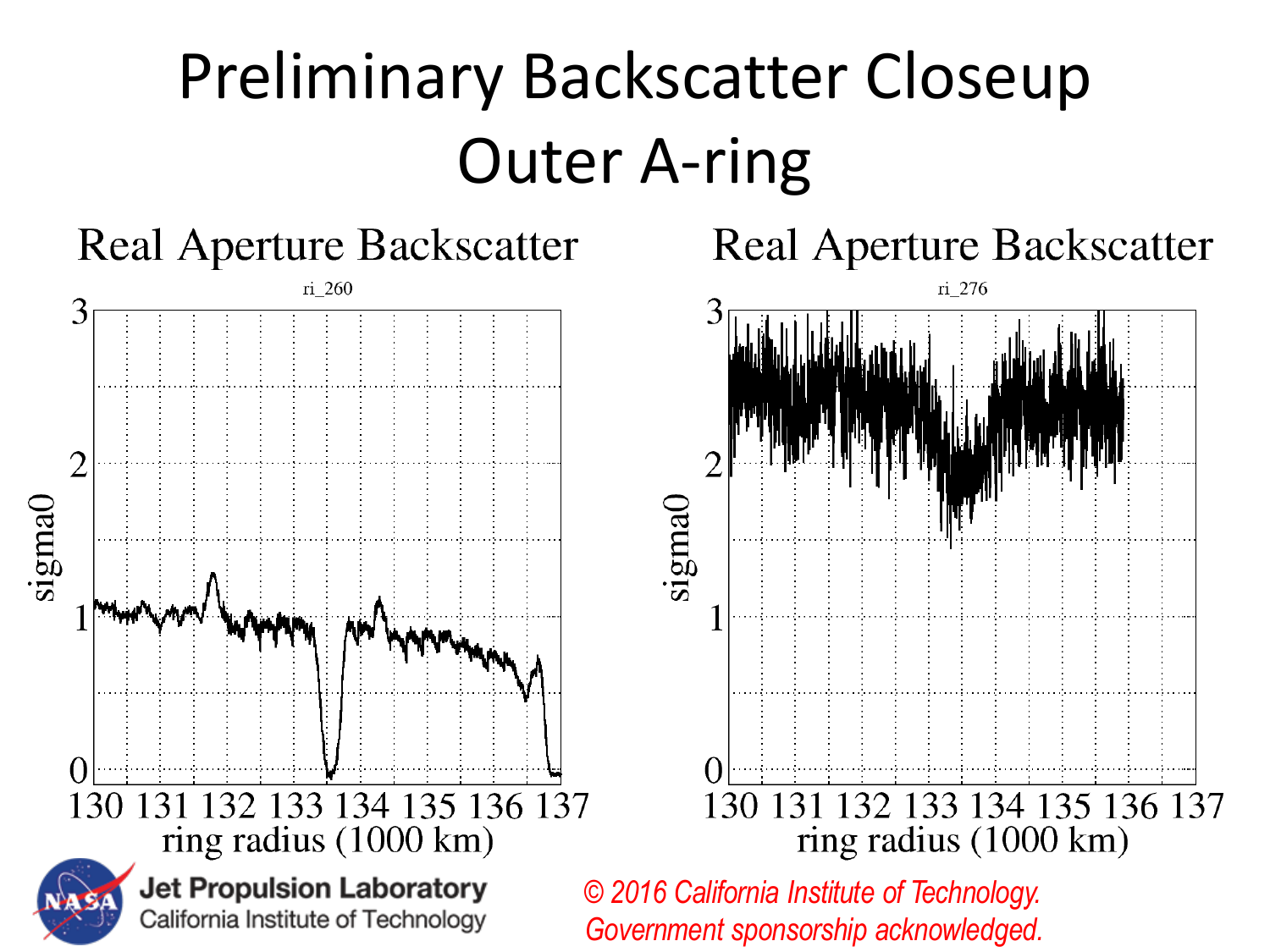# Preliminary Backscatter Closeup
# Outer A-ring

Real Aperture Backscatter

ri_260

sigma0

ring radius (1000 km)

Real Aperture Backscatter

ri_276

sigma0

ring radius (1000 km)

Jet Propulsion Laboratory
California Institute of Technology

*© 2016 California Institute of Technology.*
*Government sponsorship acknowledged.*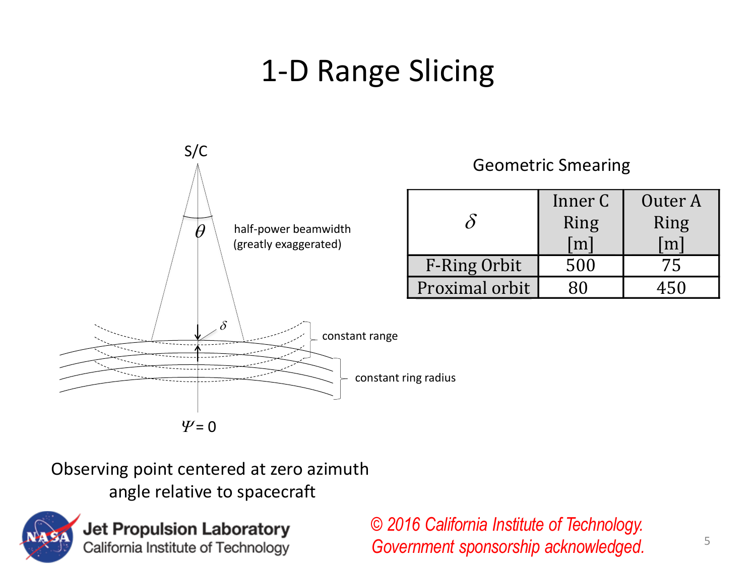# 1-D Range Slicing

S/C

$\theta$ half-power beamwidth (greatly exaggerated)

$\delta$

constant range

constant ring radius

$\Psi = 0$

Observing point centered at zero azimuth angle relative to spacecraft

Geometric Smearing

| $\delta$ | Inner C Ring [m] | Outer A Ring [m] |
|---|---|---|
| F-Ring Orbit | 500 | 75 |
| Proximal orbit | 80 | 450 |

*© 2016 California Institute of Technology. Government sponsorship acknowledged.*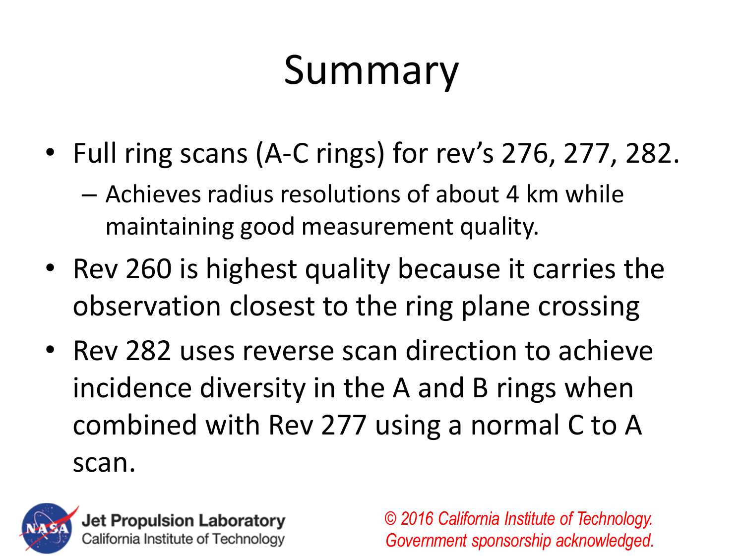# Summary

- Full ring scans (A-C rings) for rev's 276, 277, 282.
  - Achieves radius resolutions of about 4 km while maintaining good measurement quality.
- Rev 260 is highest quality because it carries the observation closest to the ring plane crossing
- Rev 282 uses reverse scan direction to achieve incidence diversity in the A and B rings when combined with Rev 277 using a normal C to A scan.

*© 2016 California Institute of Technology. Government sponsorship acknowledged.*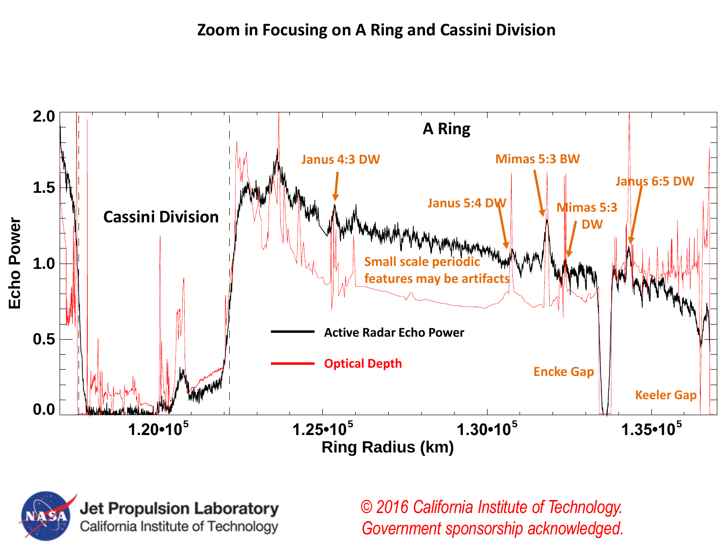# Zoom in Focusing on A Ring and Cassini Division

A Ring

Cassini Division

Janus 4:3 DW

Mimas 5:3 BW

Janus 5:4 DW

Mimas 5:3 DW

Janus 6:5 DW

Small scale periodic features may be artifacts

Active Radar Echo Power

Optical Depth

Encke Gap

Keeler Gap

Echo Power

2.0

1.5

1.0

0.5

0.0

$1.20 \bullet 10^5$

$1.25 \bullet 10^5$

$1.30 \bullet 10^5$

$1.35 \bullet 10^5$

Ring Radius (km)

Jet Propulsion Laboratory
California Institute of Technology

*© 2016 California Institute of Technology. Government sponsorship acknowledged.*